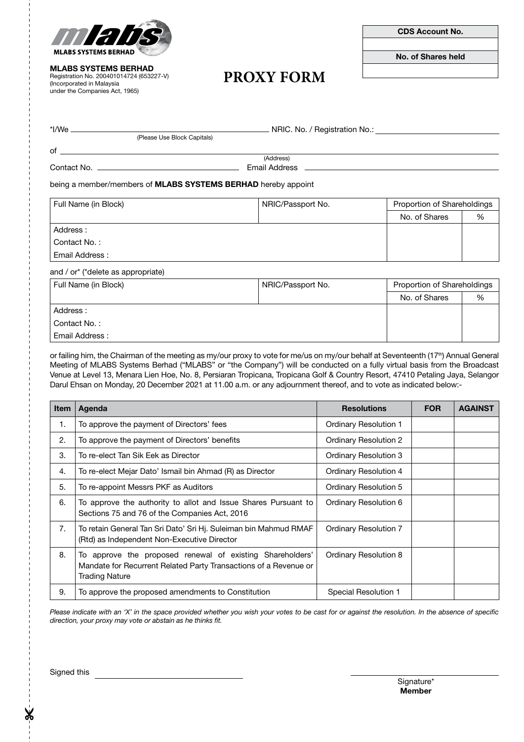**MLABS SYSTEMS BERHAD**
Registration No. 200401014724 (653227-V)
(Incorporated in Malaysia
under the Companies Act, 1965)

# PROXY FORM

| CDS Account No. |
| --- |
| |
| **No. of Shares held** |
| |

*I/We ______________________________ NRIC. No. / Registration No.: ______________________________
(Please Use Block Capitals)

of ____________________________________________________________
(Address)

Contact No. ______________________________ Email Address ______________________________

being a member/members of **MLABS SYSTEMS BERHAD** hereby appoint

| Full Name (in Block) | NRIC/Passport No. | Proportion of Shareholdings | |
| --- | --- | --- | --- |
| | | No. of Shares | % |
| Address : | | | |
| Contact No. : | | | |
| Email Address : | | | |

and / or* (*delete as appropriate)

| Full Name (in Block) | NRIC/Passport No. | Proportion of Shareholdings | |
| --- | --- | --- | --- |
| | | No. of Shares | % |
| Address : | | | |
| Contact No. : | | | |
| Email Address : | | | |

or failing him, the Chairman of the meeting as my/our proxy to vote for me/us on my/our behalf at Seventeenth (17th) Annual General Meeting of MLABS Systems Berhad ("MLABS" or "the Company") will be conducted on a fully virtual basis from the Broadcast Venue at Level 13, Menara Lien Hoe, No. 8, Persiaran Tropicana, Tropicana Golf & Country Resort, 47410 Petaling Jaya, Selangor Darul Ehsan on Monday, 20 December 2021 at 11.00 a.m. or any adjournment thereof, and to vote as indicated below:-

| Item | Agenda | Resolutions | FOR | AGAINST |
| --- | --- | --- | --- | --- |
| 1. | To approve the payment of Directors' fees | Ordinary Resolution 1 | | |
| 2. | To approve the payment of Directors' benefits | Ordinary Resolution 2 | | |
| 3. | To re-elect Tan Sik Eek as Director | Ordinary Resolution 3 | | |
| 4. | To re-elect Mejar Dato' Ismail bin Ahmad (R) as Director | Ordinary Resolution 4 | | |
| 5. | To re-appoint Messrs PKF as Auditors | Ordinary Resolution 5 | | |
| 6. | To approve the authority to allot and Issue Shares Pursuant to Sections 75 and 76 of the Companies Act, 2016 | Ordinary Resolution 6 | | |
| 7. | To retain General Tan Sri Dato' Sri Hj. Suleiman bin Mahmud RMAF (Rtd) as Independent Non-Executive Director | Ordinary Resolution 7 | | |
| 8. | To approve the proposed renewal of existing Shareholders' Mandate for Recurrent Related Party Transactions of a Revenue or Trading Nature | Ordinary Resolution 8 | | |
| 9. | To approve the proposed amendments to Constitution | Special Resolution 1 | | |

*Please indicate with an 'X' in the space provided whether you wish your votes to be cast for or against the resolution. In the absence of specific direction, your proxy may vote or abstain as he thinks fit.*

Signed this ______________________________

______________________________
Signature*
**Member**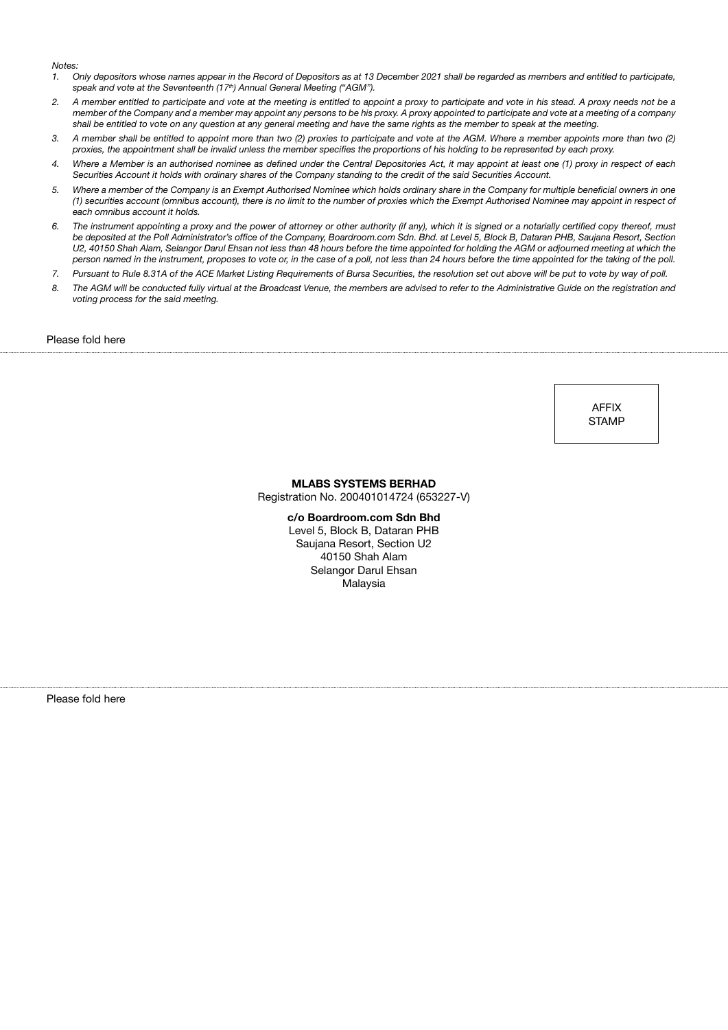*Notes:*

1. *Only depositors whose names appear in the Record of Depositors as at 13 December 2021 shall be regarded as members and entitled to participate, speak and vote at the Seventeenth (17th) Annual General Meeting ("AGM").*
2. *A member entitled to participate and vote at the meeting is entitled to appoint a proxy to participate and vote in his stead. A proxy needs not be a member of the Company and a member may appoint any persons to be his proxy. A proxy appointed to participate and vote at a meeting of a company shall be entitled to vote on any question at any general meeting and have the same rights as the member to speak at the meeting.*
3. *A member shall be entitled to appoint more than two (2) proxies to participate and vote at the AGM. Where a member appoints more than two (2) proxies, the appointment shall be invalid unless the member specifies the proportions of his holding to be represented by each proxy.*
4. *Where a Member is an authorised nominee as defined under the Central Depositories Act, it may appoint at least one (1) proxy in respect of each Securities Account it holds with ordinary shares of the Company standing to the credit of the said Securities Account.*
5. *Where a member of the Company is an Exempt Authorised Nominee which holds ordinary share in the Company for multiple beneficial owners in one (1) securities account (omnibus account), there is no limit to the number of proxies which the Exempt Authorised Nominee may appoint in respect of each omnibus account it holds.*
6. *The instrument appointing a proxy and the power of attorney or other authority (if any), which it is signed or a notarially certified copy thereof, must be deposited at the Poll Administrator's office of the Company, Boardroom.com Sdn. Bhd. at Level 5, Block B, Dataran PHB, Saujana Resort, Section U2, 40150 Shah Alam, Selangor Darul Ehsan not less than 48 hours before the time appointed for holding the AGM or adjourned meeting at which the person named in the instrument, proposes to vote or, in the case of a poll, not less than 24 hours before the time appointed for the taking of the poll.*
7. *Pursuant to Rule 8.31A of the ACE Market Listing Requirements of Bursa Securities, the resolution set out above will be put to vote by way of poll.*
8. *The AGM will be conducted fully virtual at the Broadcast Venue, the members are advised to refer to the Administrative Guide on the registration and voting process for the said meeting.*

Please fold here

AFFIX
STAMP

**MLABS SYSTEMS BERHAD**
Registration No. 200401014724 (653227-V)

**c/o Boardroom.com Sdn Bhd**
Level 5, Block B, Dataran PHB
Saujana Resort, Section U2
40150 Shah Alam
Selangor Darul Ehsan
Malaysia

Please fold here